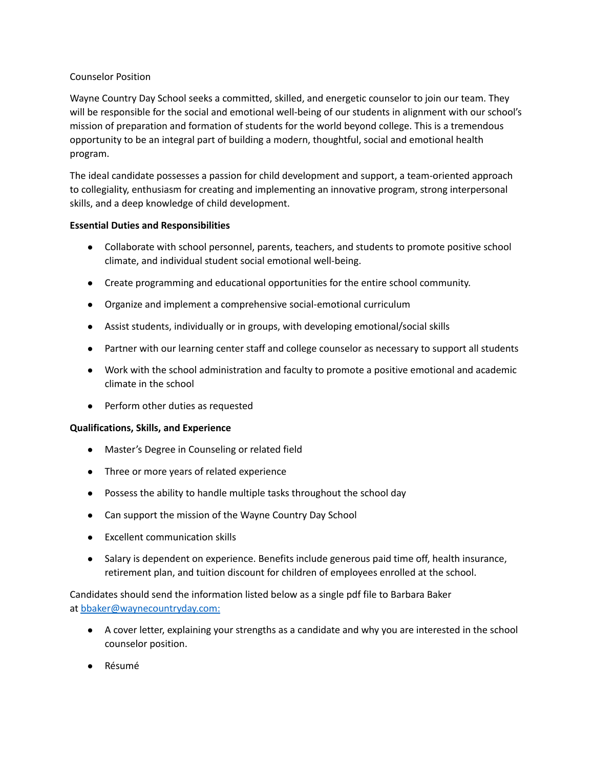Counselor Position

Wayne Country Day School seeks a committed, skilled, and energetic counselor to join our team. They will be responsible for the social and emotional well-being of our students in alignment with our school's mission of preparation and formation of students for the world beyond college. This is a tremendous opportunity to be an integral part of building a modern, thoughtful, social and emotional health program.

The ideal candidate possesses a passion for child development and support, a team-oriented approach to collegiality, enthusiasm for creating and implementing an innovative program, strong interpersonal skills, and a deep knowledge of child development.

**Essential Duties and Responsibilities**

- Collaborate with school personnel, parents, teachers, and students to promote positive school climate, and individual student social emotional well-being.
- Create programming and educational opportunities for the entire school community.
- Organize and implement a comprehensive social-emotional curriculum
- Assist students, individually or in groups, with developing emotional/social skills
- Partner with our learning center staff and college counselor as necessary to support all students
- Work with the school administration and faculty to promote a positive emotional and academic climate in the school
- Perform other duties as requested

**Qualifications, Skills, and Experience**

- Master's Degree in Counseling or related field
- Three or more years of related experience
- Possess the ability to handle multiple tasks throughout the school day
- Can support the mission of the Wayne Country Day School
- Excellent communication skills
- Salary is dependent on experience. Benefits include generous paid time off, health insurance, retirement plan, and tuition discount for children of employees enrolled at the school.

Candidates should send the information listed below as a single pdf file to Barbara Baker at bbaker@waynecountryday.com:

- A cover letter, explaining your strengths as a candidate and why you are interested in the school counselor position.
- Résumé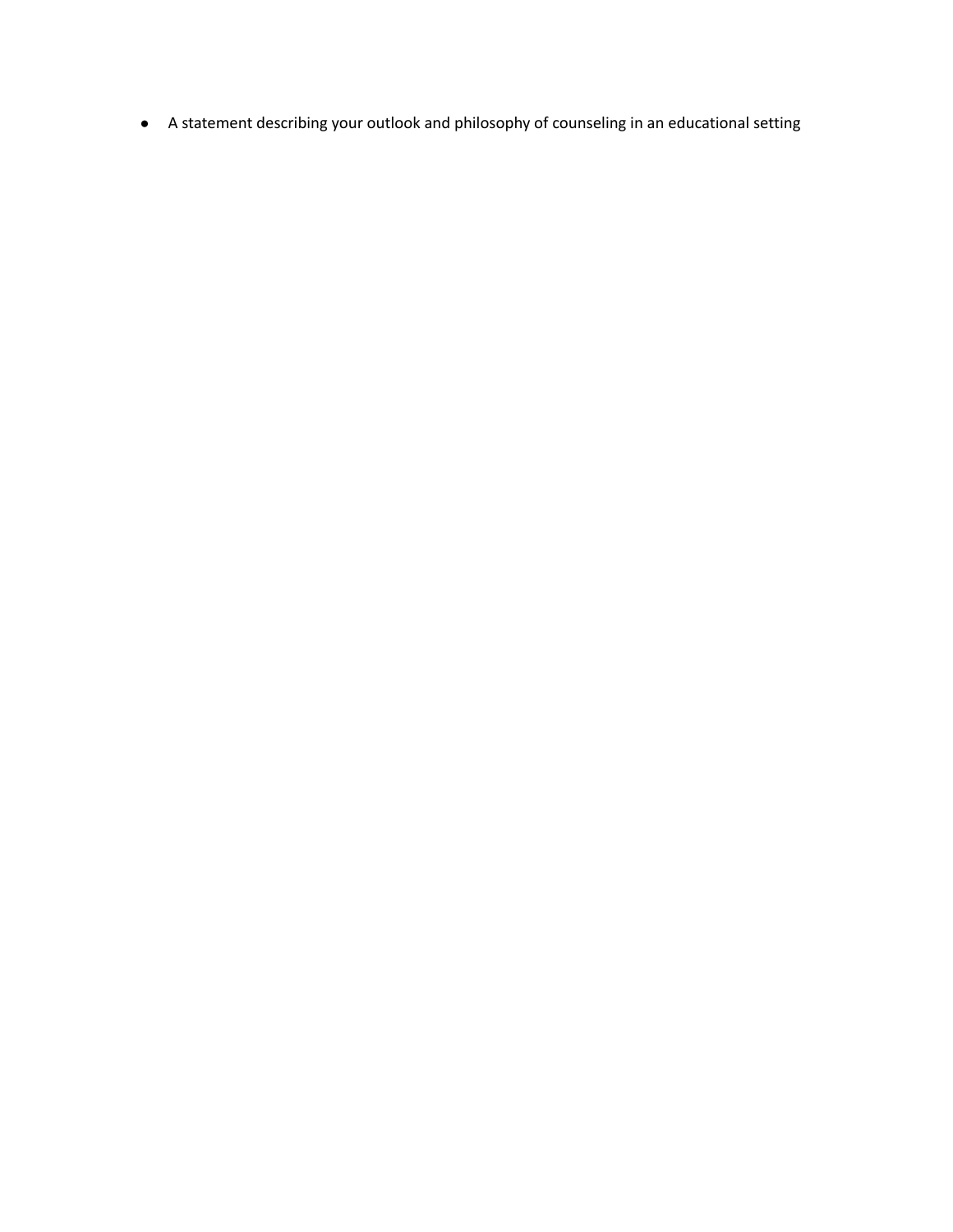- A statement describing your outlook and philosophy of counseling in an educational setting